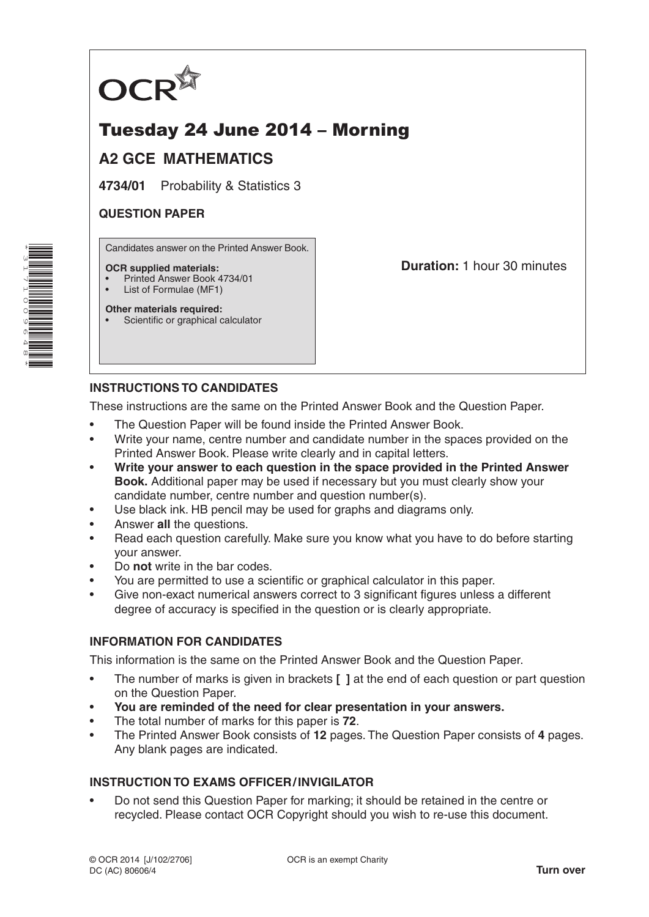OCR

# Tuesday 24 June 2014 – Morning

## A2 GCE MATHEMATICS

**4734/01** Probability & Statistics 3

**QUESTION PAPER**

Candidates answer on the Printed Answer Book.

**OCR supplied materials:**
- Printed Answer Book 4734/01
- List of Formulae (MF1)

**Other materials required:**
- Scientific or graphical calculator

**Duration:** 1 hour 30 minutes

### INSTRUCTIONS TO CANDIDATES

These instructions are the same on the Printed Answer Book and the Question Paper.

- The Question Paper will be found inside the Printed Answer Book.
- Write your name, centre number and candidate number in the spaces provided on the Printed Answer Book. Please write clearly and in capital letters.
- **Write your answer to each question in the space provided in the Printed Answer Book.** Additional paper may be used if necessary but you must clearly show your candidate number, centre number and question number(s).
- Use black ink. HB pencil may be used for graphs and diagrams only.
- Answer **all** the questions.
- Read each question carefully. Make sure you know what you have to do before starting your answer.
- Do **not** write in the bar codes.
- You are permitted to use a scientific or graphical calculator in this paper.
- Give non-exact numerical answers correct to 3 significant figures unless a different degree of accuracy is specified in the question or is clearly appropriate.

### INFORMATION FOR CANDIDATES

This information is the same on the Printed Answer Book and the Question Paper.

- The number of marks is given in brackets **[ ]** at the end of each question or part question on the Question Paper.
- **You are reminded of the need for clear presentation in your answers.**
- The total number of marks for this paper is **72**.
- The Printed Answer Book consists of **12** pages. The Question Paper consists of **4** pages. Any blank pages are indicated.

### INSTRUCTION TO EXAMS OFFICER / INVIGILATOR

- Do not send this Question Paper for marking; it should be retained in the centre or recycled. Please contact OCR Copyright should you wish to re-use this document.

© OCR 2014 [J/102/2706]
DC (AC) 80606/4

OCR is an exempt Charity

**Turn over**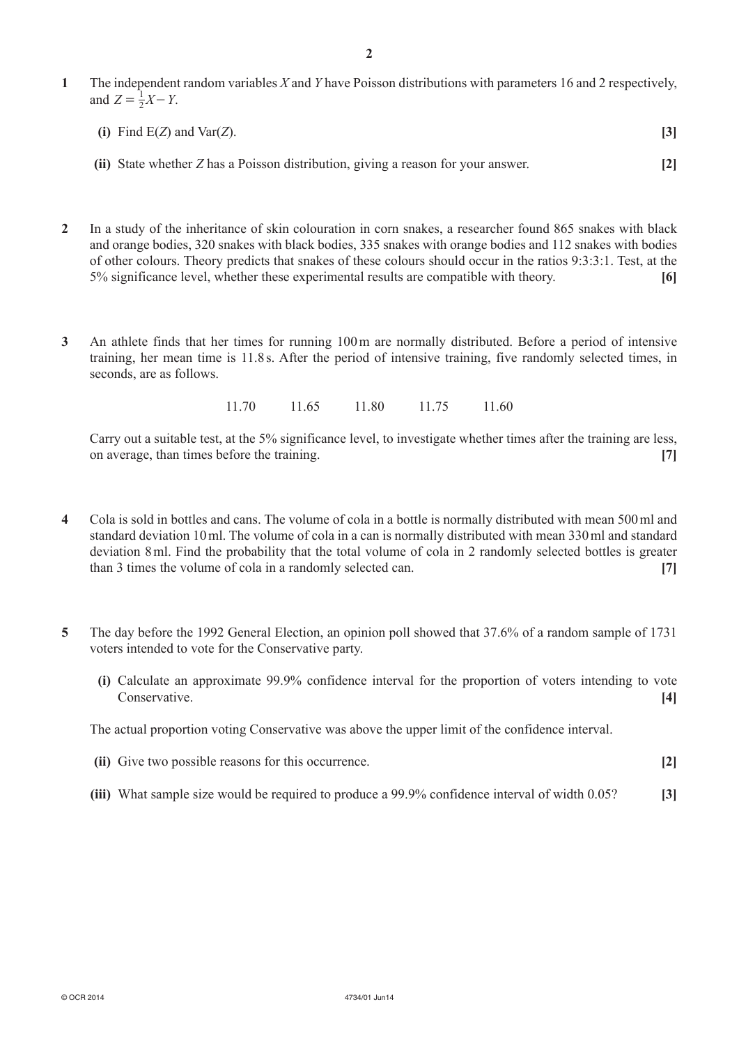**1** The independent random variables $X$ and $Y$ have Poisson distributions with parameters 16 and 2 respectively, and $Z = \frac{1}{2}X - Y$.

**(i)** Find $\mathrm{E}(Z)$ and $\mathrm{Var}(Z)$. **[3]**

**(ii)** State whether $Z$ has a Poisson distribution, giving a reason for your answer. **[2]**

**2** In a study of the inheritance of skin colouration in corn snakes, a researcher found 865 snakes with black and orange bodies, 320 snakes with black bodies, 335 snakes with orange bodies and 112 snakes with bodies of other colours. Theory predicts that snakes of these colours should occur in the ratios 9:3:3:1. Test, at the 5% significance level, whether these experimental results are compatible with theory. **[6]**

**3** An athlete finds that her times for running 100 m are normally distributed. Before a period of intensive training, her mean time is 11.8 s. After the period of intensive training, five randomly selected times, in seconds, are as follows.

11.70 &nbsp;&nbsp;&nbsp; 11.65 &nbsp;&nbsp;&nbsp; 11.80 &nbsp;&nbsp;&nbsp; 11.75 &nbsp;&nbsp;&nbsp; 11.60

Carry out a suitable test, at the 5% significance level, to investigate whether times after the training are less, on average, than times before the training. **[7]**

**4** Cola is sold in bottles and cans. The volume of cola in a bottle is normally distributed with mean 500 ml and standard deviation 10 ml. The volume of cola in a can is normally distributed with mean 330 ml and standard deviation 8 ml. Find the probability that the total volume of cola in 2 randomly selected bottles is greater than 3 times the volume of cola in a randomly selected can. **[7]**

**5** The day before the 1992 General Election, an opinion poll showed that 37.6% of a random sample of 1731 voters intended to vote for the Conservative party.

**(i)** Calculate an approximate 99.9% confidence interval for the proportion of voters intending to vote Conservative. **[4]**

The actual proportion voting Conservative was above the upper limit of the confidence interval.

**(ii)** Give two possible reasons for this occurrence. **[2]**

**(iii)** What sample size would be required to produce a 99.9% confidence interval of width 0.05? **[3]**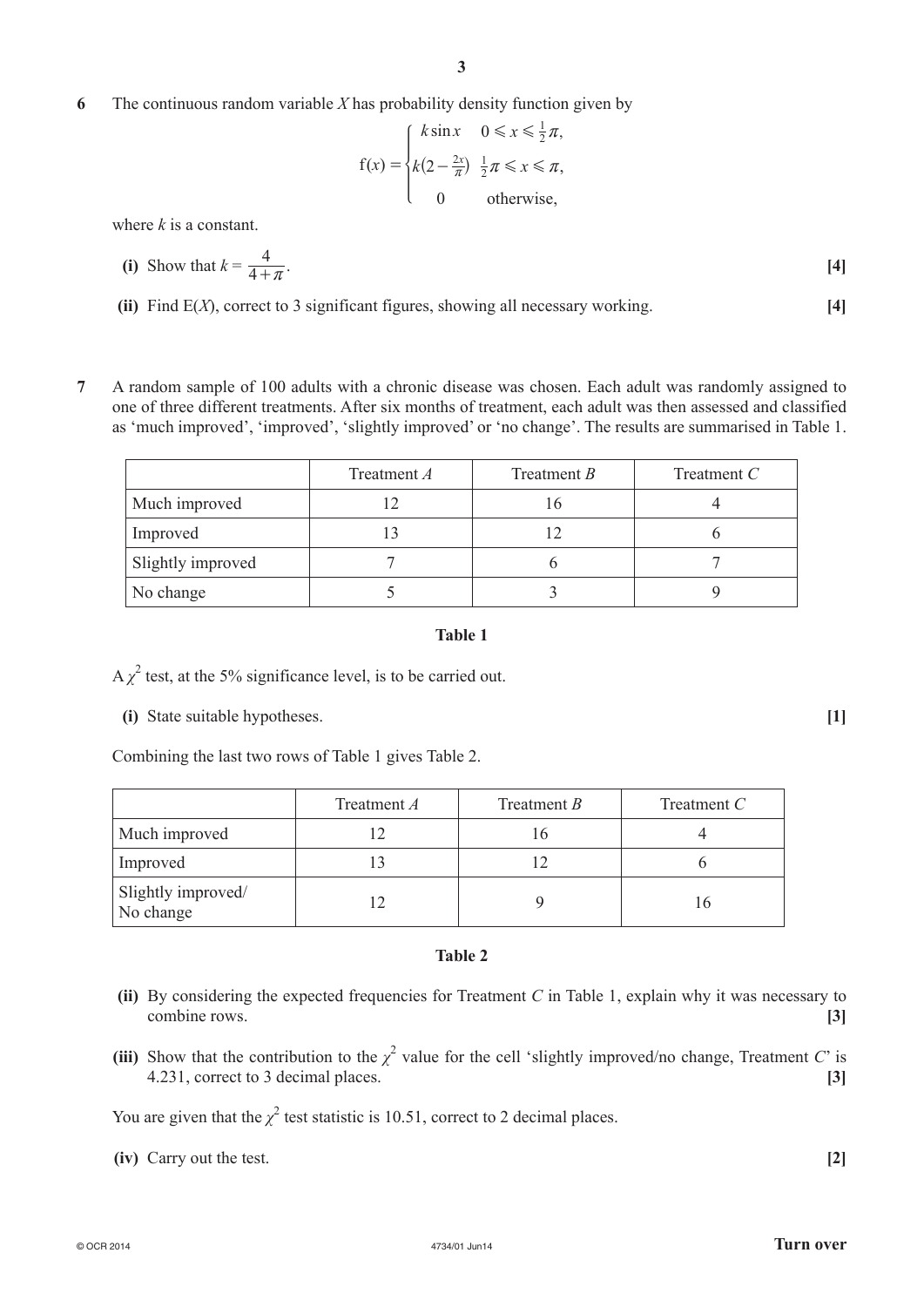**6** The continuous random variable $X$ has probability density function given by

$$\mathrm{f}(x) = \begin{cases} k\sin x & 0 \leqslant x \leqslant \frac{1}{2}\pi, \\ k\left(2 - \frac{2x}{\pi}\right) & \frac{1}{2}\pi \leqslant x \leqslant \pi, \\ 0 & \text{otherwise,} \end{cases}$$

where $k$ is a constant.

**(i)** Show that $k = \dfrac{4}{4+\pi}$. **[4]**

**(ii)** Find $\mathrm{E}(X)$, correct to 3 significant figures, showing all necessary working. **[4]**

**7** A random sample of 100 adults with a chronic disease was chosen. Each adult was randomly assigned to one of three different treatments. After six months of treatment, each adult was then assessed and classified as 'much improved', 'improved', 'slightly improved' or 'no change'. The results are summarised in Table 1.

| | Treatment $A$ | Treatment $B$ | Treatment $C$ |
|---|---|---|---|
| Much improved | 12 | 16 | 4 |
| Improved | 13 | 12 | 6 |
| Slightly improved | 7 | 6 | 7 |
| No change | 5 | 3 | 9 |

**Table 1**

A $\chi^2$ test, at the 5% significance level, is to be carried out.

**(i)** State suitable hypotheses. **[1]**

Combining the last two rows of Table 1 gives Table 2.

| | Treatment $A$ | Treatment $B$ | Treatment $C$ |
|---|---|---|---|
| Much improved | 12 | 16 | 4 |
| Improved | 13 | 12 | 6 |
| Slightly improved/ No change | 12 | 9 | 16 |

**Table 2**

**(ii)** By considering the expected frequencies for Treatment $C$ in Table 1, explain why it was necessary to combine rows. **[3]**

**(iii)** Show that the contribution to the $\chi^2$ value for the cell 'slightly improved/no change, Treatment $C$' is 4.231, correct to 3 decimal places. **[3]**

You are given that the $\chi^2$ test statistic is 10.51, correct to 2 decimal places.

**(iv)** Carry out the test. **[2]**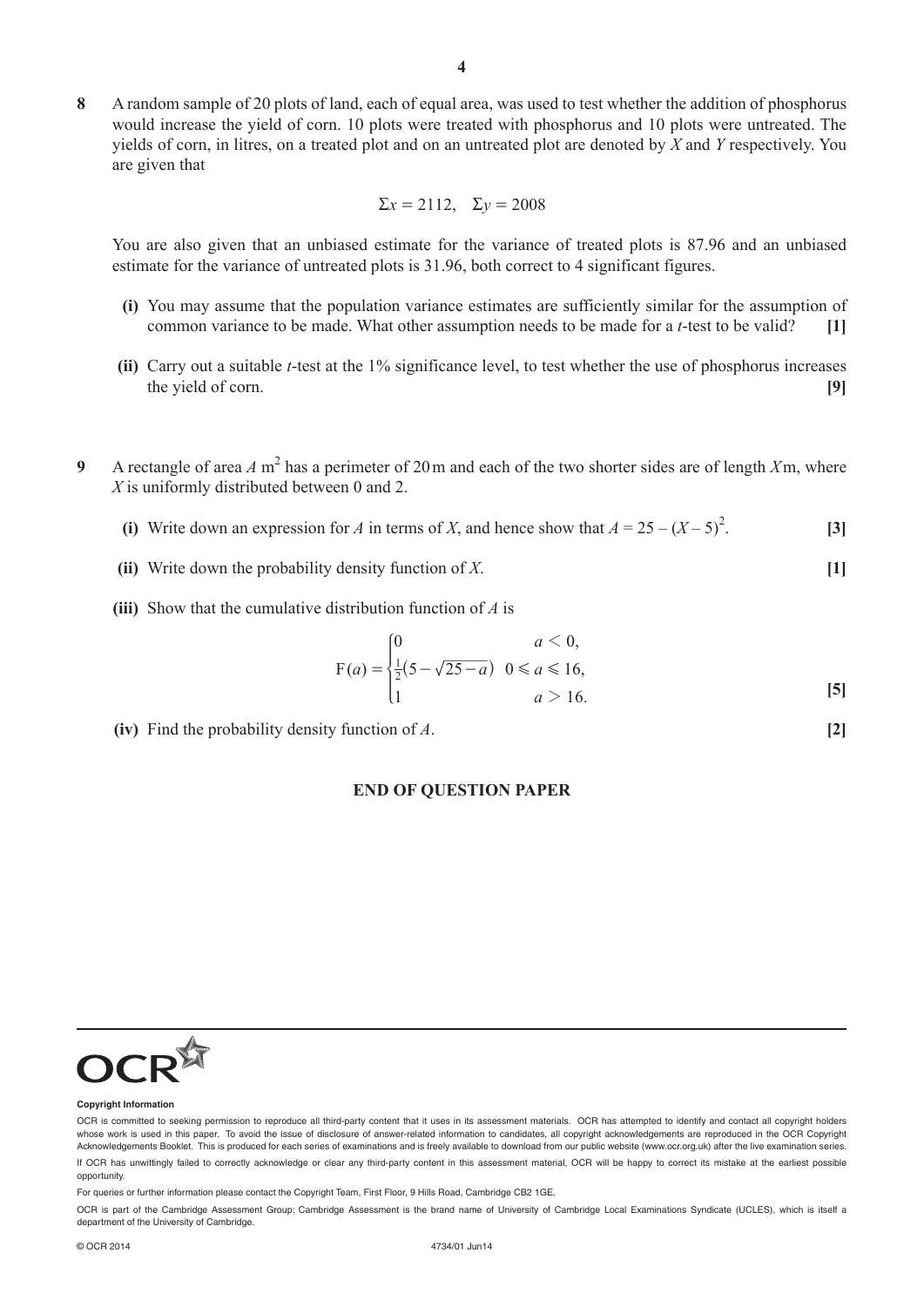**8** A random sample of 20 plots of land, each of equal area, was used to test whether the addition of phosphorus would increase the yield of corn. 10 plots were treated with phosphorus and 10 plots were untreated. The yields of corn, in litres, on a treated plot and on an untreated plot are denoted by $X$ and $Y$ respectively. You are given that

$$\Sigma x = 2112, \quad \Sigma y = 2008$$

You are also given that an unbiased estimate for the variance of treated plots is 87.96 and an unbiased estimate for the variance of untreated plots is 31.96, both correct to 4 significant figures.

**(i)** You may assume that the population variance estimates are sufficiently similar for the assumption of common variance to be made. What other assumption needs to be made for a $t$-test to be valid? **[1]**

**(ii)** Carry out a suitable $t$-test at the 1% significance level, to test whether the use of phosphorus increases the yield of corn. **[9]**

**9** A rectangle of area $A$ m$^2$ has a perimeter of 20 m and each of the two shorter sides are of length $X$ m, where $X$ is uniformly distributed between 0 and 2.

**(i)** Write down an expression for $A$ in terms of $X$, and hence show that $A = 25 - (X - 5)^2$. **[3]**

**(ii)** Write down the probability density function of $X$. **[1]**

**(iii)** Show that the cumulative distribution function of $A$ is

$$\mathrm{F}(a) = \begin{cases} 0 & a < 0, \\ \frac{1}{2}\left(5 - \sqrt{25 - a}\right) & 0 \leqslant a \leqslant 16, \\ 1 & a > 16. \end{cases}$$

**[5]**

**(iv)** Find the probability density function of $A$. **[2]**

**END OF QUESTION PAPER**

**Copyright Information**

OCR is committed to seeking permission to reproduce all third-party content that it uses in its assessment materials. OCR has attempted to identify and contact all copyright holders whose work is used in this paper. To avoid the issue of disclosure of answer-related information to candidates, all copyright acknowledgements are reproduced in the OCR Copyright Acknowledgements Booklet. This is produced for each series of examinations and is freely available to download from our public website (www.ocr.org.uk) after the live examination series.

If OCR has unwittingly failed to correctly acknowledge or clear any third-party content in this assessment material, OCR will be happy to correct its mistake at the earliest possible opportunity.

For queries or further information please contact the Copyright Team, First Floor, 9 Hills Road, Cambridge CB2 1GE.

OCR is part of the Cambridge Assessment Group; Cambridge Assessment is the brand name of University of Cambridge Local Examinations Syndicate (UCLES), which is itself a department of the University of Cambridge.

© OCR 2014 4734/01 Jun14